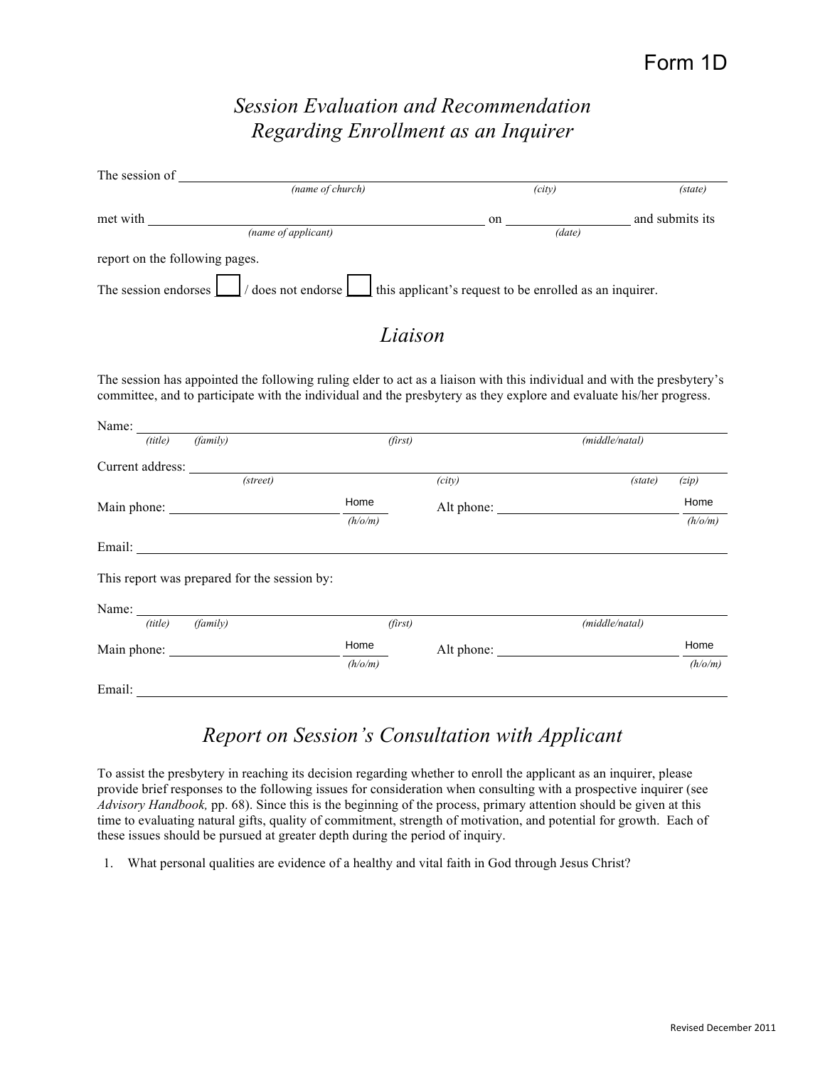Form 1D

# *Session Evaluation and Recommendation Regarding Enrollment as an Inquirer*

The session of ______________________________________________ ____________________ ____________
*(name of church)* *(city)* *(state)*

met with ______________________________________ on ________________ and submits its
*(name of applicant)* *(date)*

report on the following pages.

The session endorses ☐ / does not endorse ☐ this applicant's request to be enrolled as an inquirer.

## *Liaison*

The session has appointed the following ruling elder to act as a liaison with this individual and with the presbytery's committee, and to participate with the individual and the presbytery as they explore and evaluate his/her progress.

Name: ______________________________________________________________________
*(title)* *(family)* *(first)* *(middle/natal)*

Current address: ______________________________________________________________
*(street)* *(city)* *(state)* *(zip)*

Main phone: ____________________ Home *(h/o/m)* Alt phone: ____________________ Home *(h/o/m)*

Email: ______________________________________________________________________

This report was prepared for the session by:

Name: ______________________________________________________________________
*(title)* *(family)* *(first)* *(middle/natal)*

Main phone: ____________________ Home *(h/o/m)* Alt phone: ____________________ Home *(h/o/m)*

Email: ______________________________________________________________________

## *Report on Session's Consultation with Applicant*

To assist the presbytery in reaching its decision regarding whether to enroll the applicant as an inquirer, please provide brief responses to the following issues for consideration when consulting with a prospective inquirer (see *Advisory Handbook,* pp. 68). Since this is the beginning of the process, primary attention should be given at this time to evaluating natural gifts, quality of commitment, strength of motivation, and potential for growth. Each of these issues should be pursued at greater depth during the period of inquiry.

1. What personal qualities are evidence of a healthy and vital faith in God through Jesus Christ?

Revised December 2011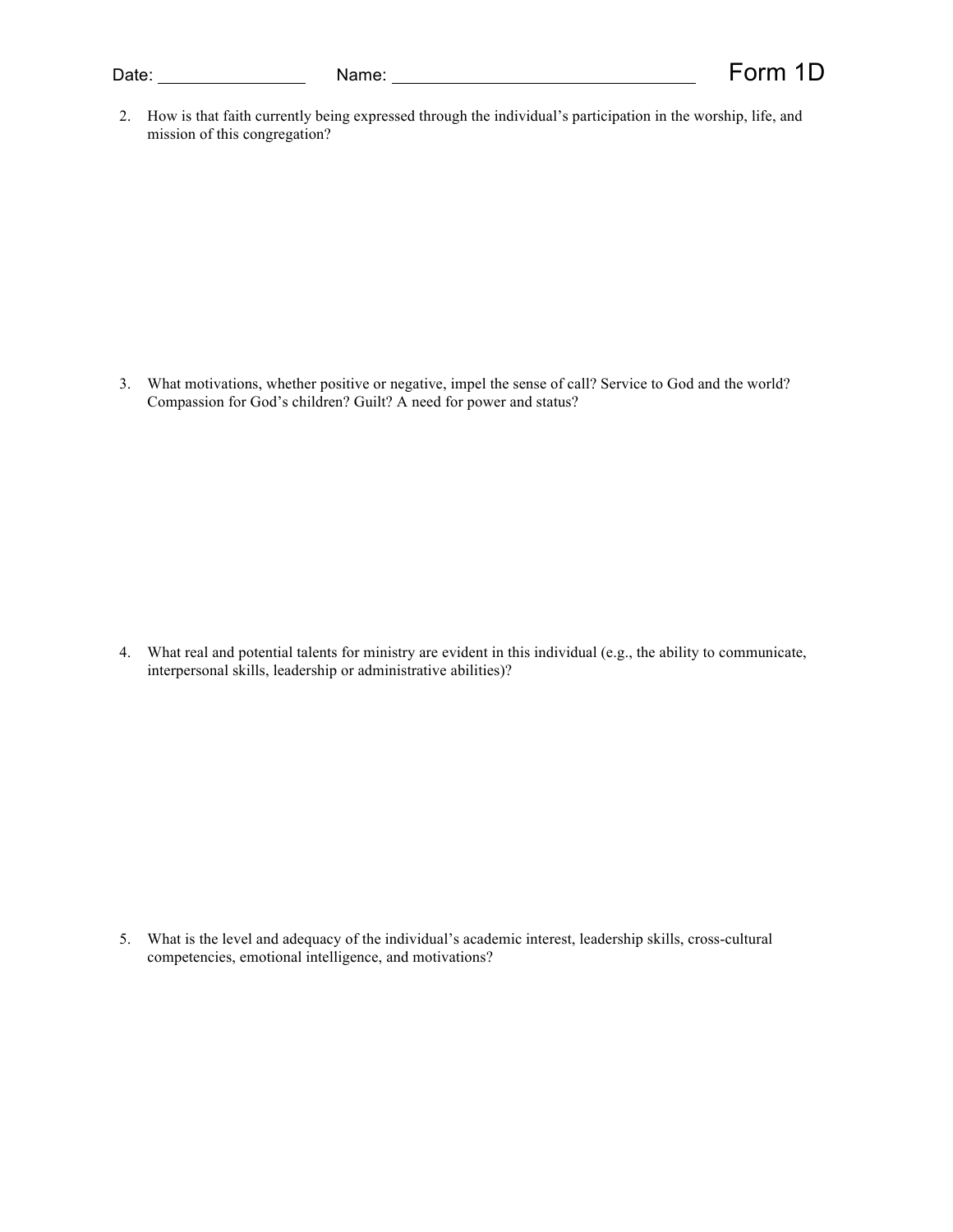Date: ________________ Name: ________________________________ Form 1D

2. How is that faith currently being expressed through the individual's participation in the worship, life, and mission of this congregation?

3. What motivations, whether positive or negative, impel the sense of call? Service to God and the world? Compassion for God's children? Guilt? A need for power and status?

4. What real and potential talents for ministry are evident in this individual (e.g., the ability to communicate, interpersonal skills, leadership or administrative abilities)?

5. What is the level and adequacy of the individual's academic interest, leadership skills, cross-cultural competencies, emotional intelligence, and motivations?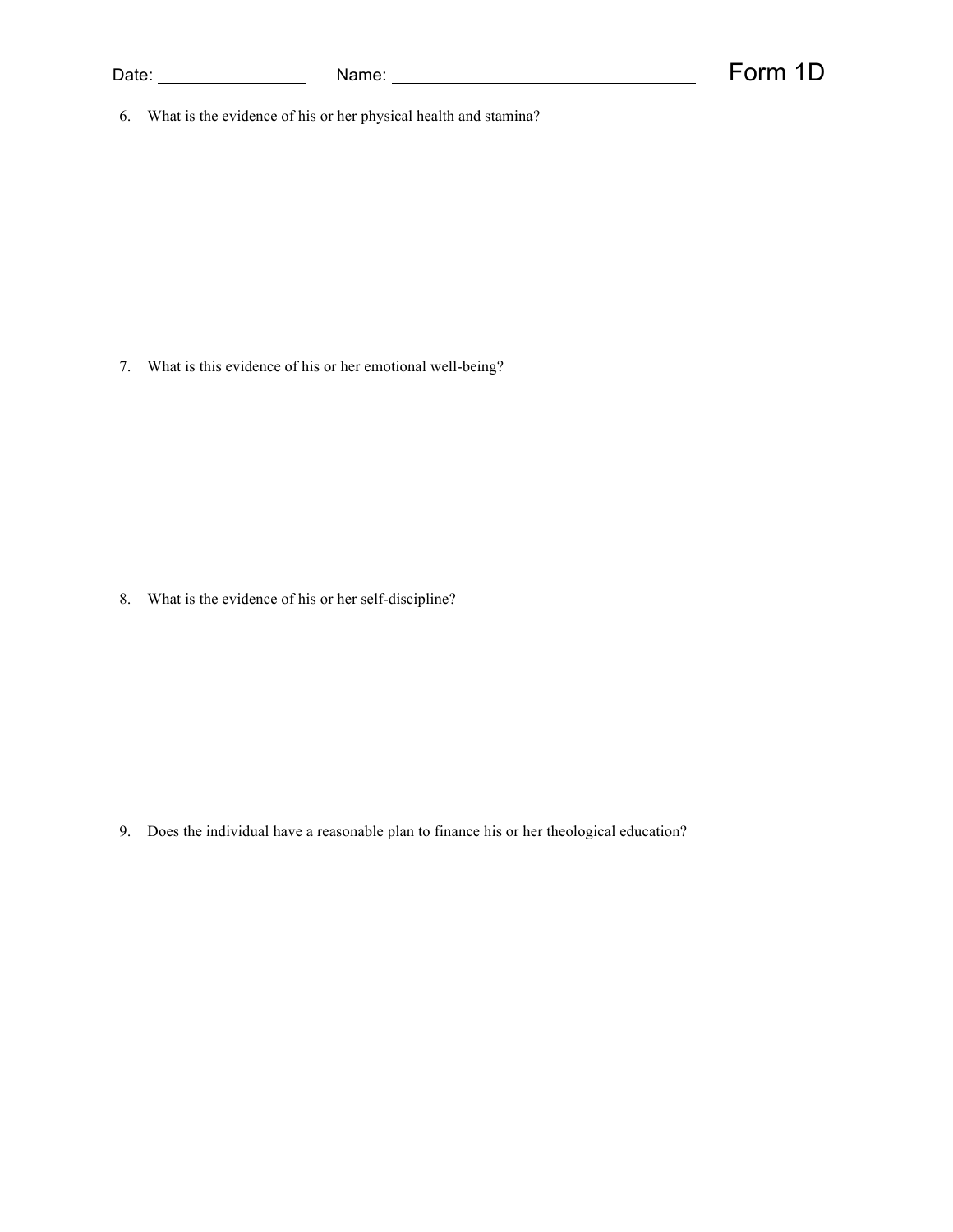Date: ________________ Name: ________________________________ Form 1D

6. What is the evidence of his or her physical health and stamina?

7. What is this evidence of his or her emotional well-being?

8. What is the evidence of his or her self-discipline?

9. Does the individual have a reasonable plan to finance his or her theological education?